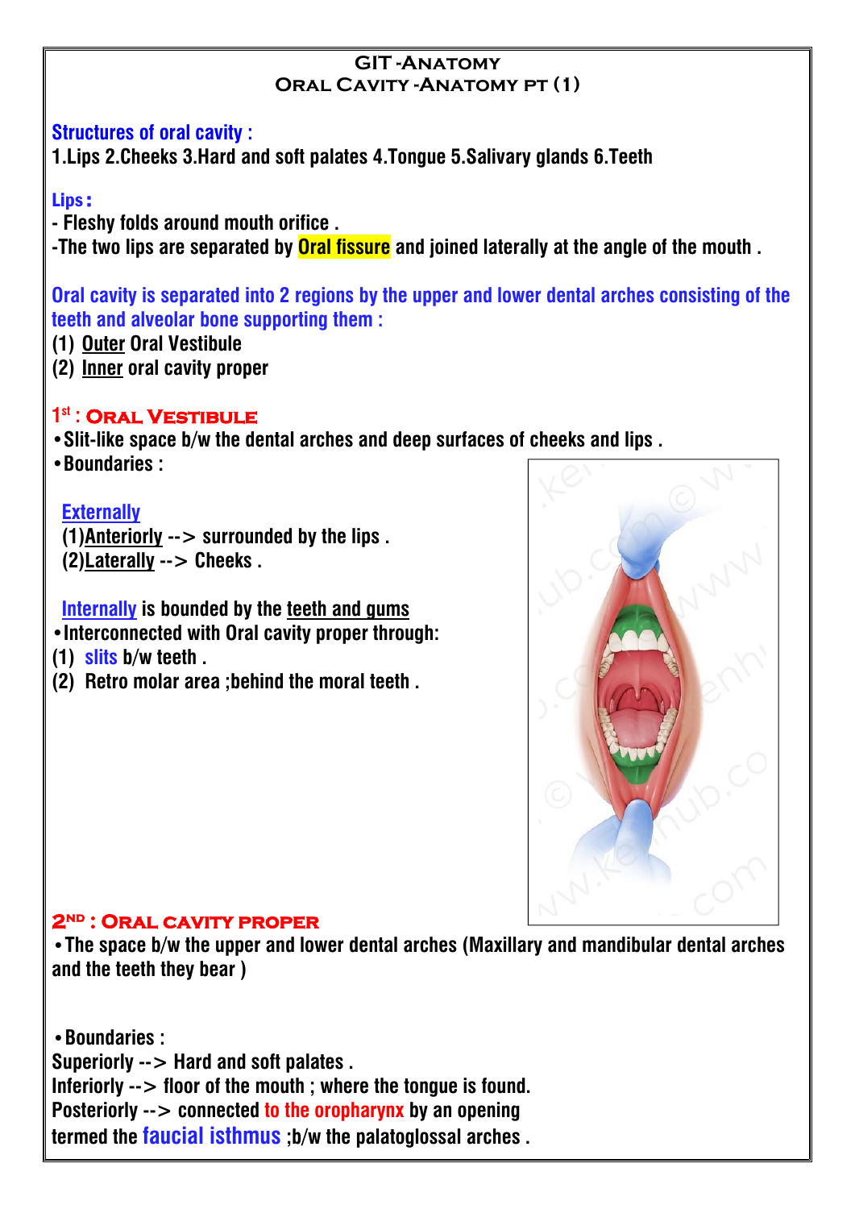# GIT - Anatomy
## Oral Cavity - Anatomy pt (1)

**Structures of oral cavity :**

1.Lips 2.Cheeks 3.Hard and soft palates 4.Tongue 5.Salivary glands 6.Teeth

**Lips :**

- Fleshy folds around mouth orifice .
- The two lips are separated by **Oral fissure** and joined laterally at the angle of the mouth .

**Oral cavity is separated into 2 regions by the upper and lower dental arches consisting of the teeth and alveolar bone supporting them :**

(1) Outer Oral Vestibule
(2) Inner oral cavity proper

### 1st : Oral Vestibule

- Slit-like space b/w the dental arches and deep surfaces of cheeks and lips .
- Boundaries :

  **Externally**
  (1) Anteriorly --> surrounded by the lips .
  (2) Laterally --> Cheeks .

  **Internally** is bounded by the teeth and gums

- Interconnected with Oral cavity proper through:

(1) slits b/w teeth .
(2) Retro molar area ;behind the moral teeth .

### 2nd : Oral cavity proper

- The space b/w the upper and lower dental arches (Maxillary and mandibular dental arches and the teeth they bear )

- Boundaries :

Superiorly --> Hard and soft palates .
Inferiorly --> floor of the mouth ; where the tongue is found.
Posteriorly --> connected to the oropharynx by an opening termed the **faucial isthmus** ;b/w the palatoglossal arches .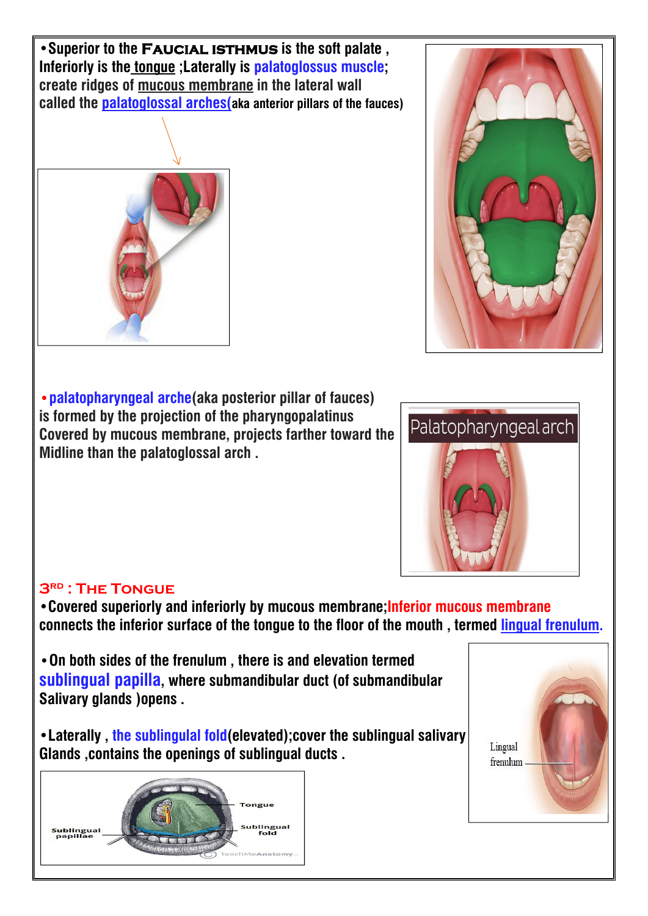- Superior to the **FAUCIAL ISTHMUS** is the soft palate , Inferiorly is the tongue ;Laterally is palatoglossus muscle; create ridges of mucous membrane in the lateral wall called the palatoglossal arches(aka anterior pillars of the fauces)

- palatopharyngeal arche(aka posterior pillar of fauces) is formed by the projection of the pharyngopalatinus Covered by mucous membrane, projects farther toward the Midline than the palatoglossal arch .

Palatopharyngeal arch

## 3RD : THE TONGUE

- Covered superiorly and inferiorly by mucous membrane;Inferior mucous membrane connects the inferior surface of the tongue to the floor of the mouth , termed lingual frenulum.

- On both sides of the frenulum , there is and elevation termed sublingual papilla, where submandibular duct (of submandibular Salivary glands )opens .

- Laterally , the sublingual fold(elevated);cover the sublingual salivary Glands ,contains the openings of sublingual ducts .

Lingual frenulum

Sublingual papillae | Tongue | Sublingual fold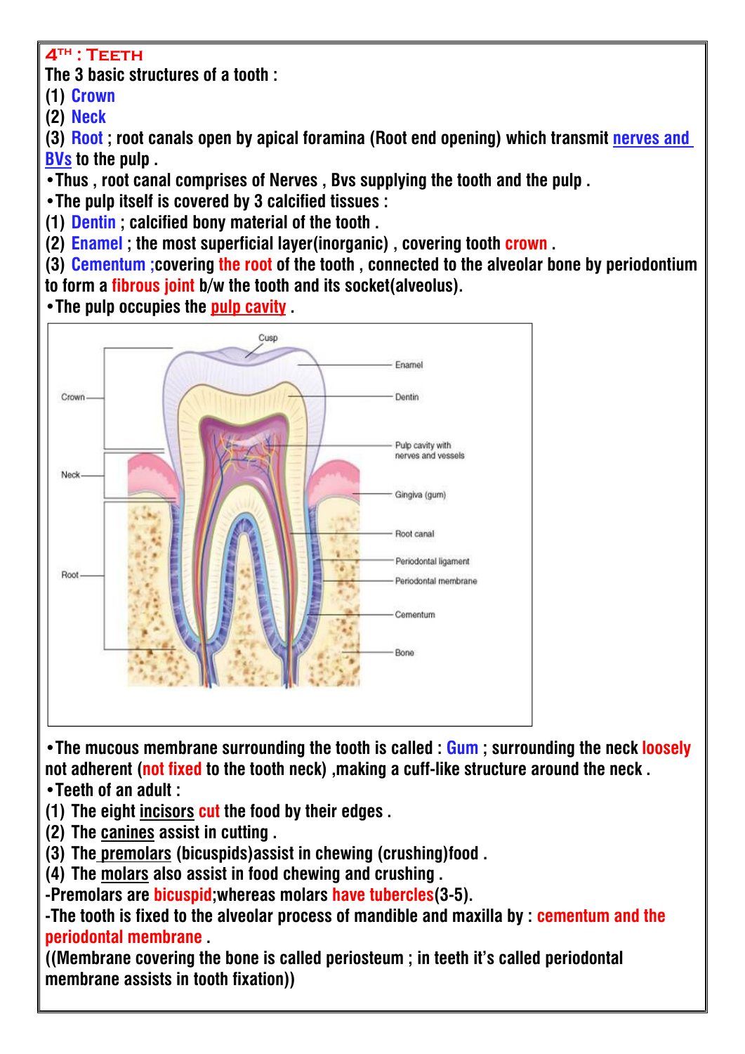## 4TH : TEETH

The 3 basic structures of a tooth :

(1) Crown
(2) Neck
(3) Root ; root canals open by apical foramina (Root end opening) which transmit nerves and BVs to the pulp .

- Thus , root canal comprises of Nerves , Bvs supplying the tooth and the pulp .
- The pulp itself is covered by 3 calcified tissues :

(1) Dentin ; calcified bony material of the tooth .
(2) Enamel ; the most superficial layer(inorganic) , covering tooth crown .
(3) Cementum ;covering the root of the tooth , connected to the alveolar bone by periodontium to form a fibrous joint b/w the tooth and its socket(alveolus).

- The pulp occupies the pulp cavity .

- The mucous membrane surrounding the tooth is called : Gum ; surrounding the neck loosely not adherent (not fixed to the tooth neck) ,making a cuff-like structure around the neck .
- Teeth of an adult :

(1) The eight incisors cut the food by their edges .
(2) The canines assist in cutting .
(3) The premolars (bicuspids)assist in chewing (crushing)food .
(4) The molars also assist in food chewing and crushing .

-Premolars are bicuspid;whereas molars have tubercles(3-5).

-The tooth is fixed to the alveolar process of mandible and maxilla by : cementum and the periodontal membrane .

((Membrane covering the bone is called periosteum ; in teeth it's called periodontal membrane assists in tooth fixation))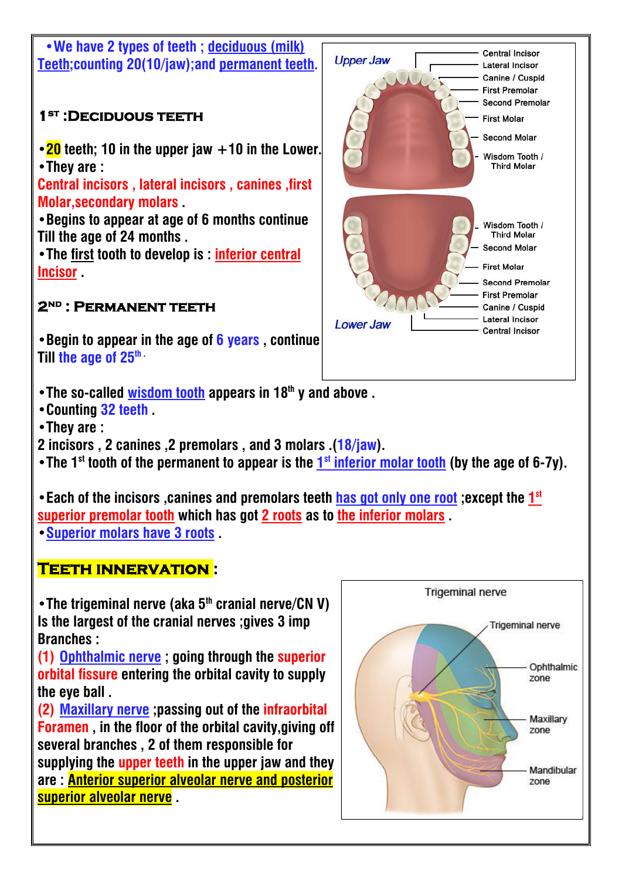- **We have 2 types of teeth ; deciduous (milk) Teeth;counting 20(10/jaw);and permanent teeth.**

## 1ST :DECIDUOUS TEETH

- **20** teeth; 10 in the upper jaw +10 in the Lower.
- They are :

Central incisors , lateral incisors , canines ,first Molar,secondary molars .

- Begins to appear at age of 6 months continue Till the age of 24 months .
- The first tooth to develop is : inferior central Incisor .

## 2ND : PERMANENT TEETH

- Begin to appear in the age of 6 years , continue Till the age of 25th .

Upper Jaw: Central Incisor, Lateral Incisor, Canine / Cuspid, First Premolar, Second Premolar, First Molar, Second Molar, Wisdom Tooth / Third Molar

Lower Jaw: Wisdom Tooth / Third Molar, Second Molar, First Molar, Second Premolar, First Premolar, Canine / Cuspid, Lateral Incisor, Central Incisor

- The so-called wisdom tooth appears in 18th y and above .
- Counting 32 teeth .
- They are :

2 incisors , 2 canines ,2 premolars , and 3 molars .(18/jaw).

- The 1st tooth of the permanent to appear is the 1st inferior molar tooth (by the age of 6-7y).

- Each of the incisors ,canines and premolars teeth has got only one root ;except the 1st superior premolar tooth which has got 2 roots as to the inferior molars .
- Superior molars have 3 roots .

## TEETH INNERVATION :

- The trigeminal nerve (aka 5th cranial nerve/CN V) Is the largest of the cranial nerves ;gives 3 imp Branches :

(1) Ophthalmic nerve ; going through the superior orbital fissure entering the orbital cavity to supply the eye ball .

(2) Maxillary nerve ;passing out of the infraorbital Foramen , in the floor of the orbital cavity,giving off several branches , 2 of them responsible for supplying the upper teeth in the upper jaw and they are : **Anterior superior alveolar nerve and posterior superior alveolar nerve** .

Trigeminal nerve

Trigeminal nerve; Ophthalmic zone; Maxillary zone; Mandibular zone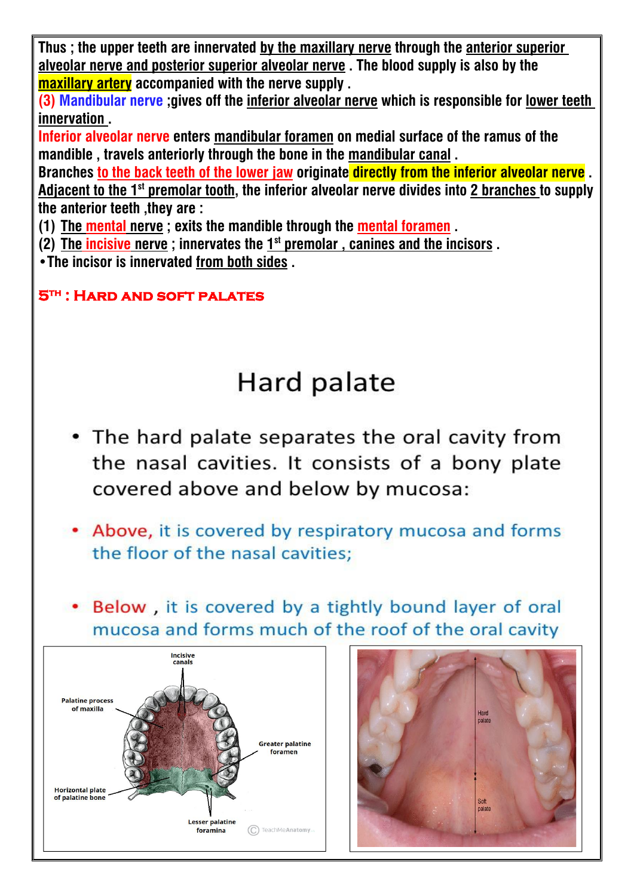**Thus ; the upper teeth are innervated by the maxillary nerve through the anterior superior alveolar nerve and posterior superior alveolar nerve . The blood supply is also by the maxillary artery accompanied with the nerve supply .**

**(3) Mandibular nerve ;gives off the inferior alveolar nerve which is responsible for lower teeth innervation .**

**Inferior alveolar nerve enters mandibular foramen on medial surface of the ramus of the mandible , travels anteriorly through the bone in the mandibular canal .**

**Branches to the back teeth of the lower jaw originate directly from the inferior alveolar nerve .**

**Adjacent to the 1st premolar tooth, the inferior alveolar nerve divides into 2 branches to supply the anterior teeth ,they are :**

1. **The mental nerve ; exits the mandible through the mental foramen .**
2. **The incisive nerve ; innervates the 1st premolar , canines and the incisors .**

- **The incisor is innervated from both sides .**

## 5TH : HARD AND SOFT PALATES

# Hard palate

- The hard palate separates the oral cavity from the nasal cavities. It consists of a bony plate covered above and below by mucosa:
- Above, it is covered by respiratory mucosa and forms the floor of the nasal cavities;
- Below , it is covered by a tightly bound layer of oral mucosa and forms much of the roof of the oral cavity

Incisive canals

Palatine process of maxilla

Greater palatine foramen

Horizontal plate of palatine bone

Lesser palatine foramina

Hard palate

Soft palate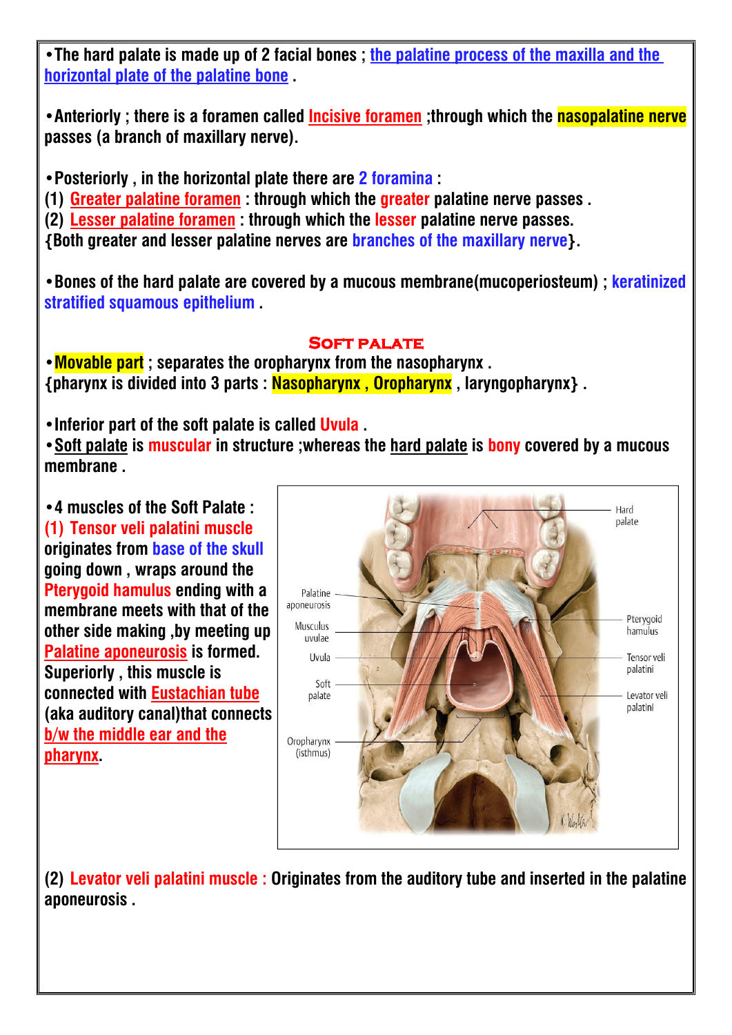- The hard palate is made up of 2 facial bones ; the palatine process of the maxilla and the horizontal plate of the palatine bone .

- Anteriorly ; there is a foramen called Incisive foramen ;through which the nasopalatine nerve passes (a branch of maxillary nerve).

- Posteriorly , in the horizontal plate there are 2 foramina :
(1) Greater palatine foramen : through which the greater palatine nerve passes .
(2) Lesser palatine foramen : through which the lesser palatine nerve passes.
{Both greater and lesser palatine nerves are branches of the maxillary nerve}.

- Bones of the hard palate are covered by a mucous membrane(mucoperiosteum) ; keratinized stratified squamous epithelium .

## Soft palate

- Movable part ; separates the oropharynx from the nasopharynx .
{pharynx is divided into 3 parts : Nasopharynx , Oropharynx , laryngopharynx} .

- Inferior part of the soft palate is called Uvula .
- Soft palate is muscular in structure ;whereas the hard palate is bony covered by a mucous membrane .

- 4 muscles of the Soft Palate :
(1) Tensor veli palatini muscle originates from base of the skull going down , wraps around the Pterygoid hamulus ending with a membrane meets with that of the other side making ,by meeting up Palatine aponeurosis is formed. Superiorly , this muscle is connected with Eustachian tube (aka auditory canal)that connects b/w the middle ear and the pharynx.

Hard palate · Palatine aponeurosis · Musculus uvulae · Uvula · Soft palate · Oropharynx (isthmus) · Pterygoid hamulus · Tensor veli palatini · Levator veli palatini

(2) Levator veli palatini muscle : Originates from the auditory tube and inserted in the palatine aponeurosis .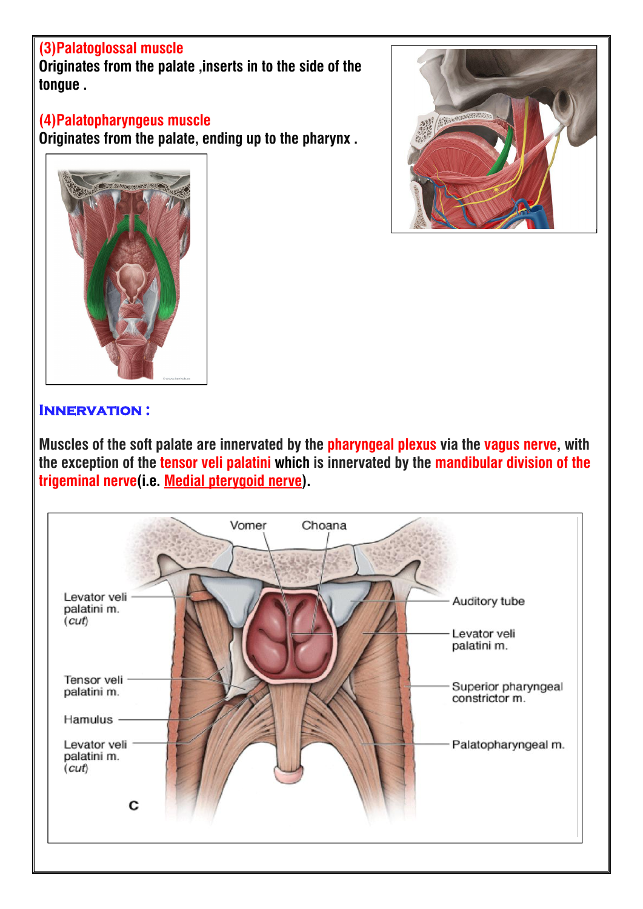### (3)Palatoglossal muscle

**Originates from the palate ,inserts in to the side of the tongue .**

### (4)Palatopharyngeus muscle

**Originates from the palate, ending up to the pharynx .**

## Innervation :

**Muscles of the soft palate are innervated by the pharyngeal plexus via the vagus nerve, with the exception of the tensor veli palatini which is innervated by the mandibular division of the trigeminal nerve(i.e. Medial pterygoid nerve).**

Vomer

Choana

Levator veli palatini m. (cut)

Auditory tube

Levator veli palatini m.

Tensor veli palatini m.

Superior pharyngeal constrictor m.

Hamulus

Levator veli palatini m. (cut)

Palatopharyngeal m.

C